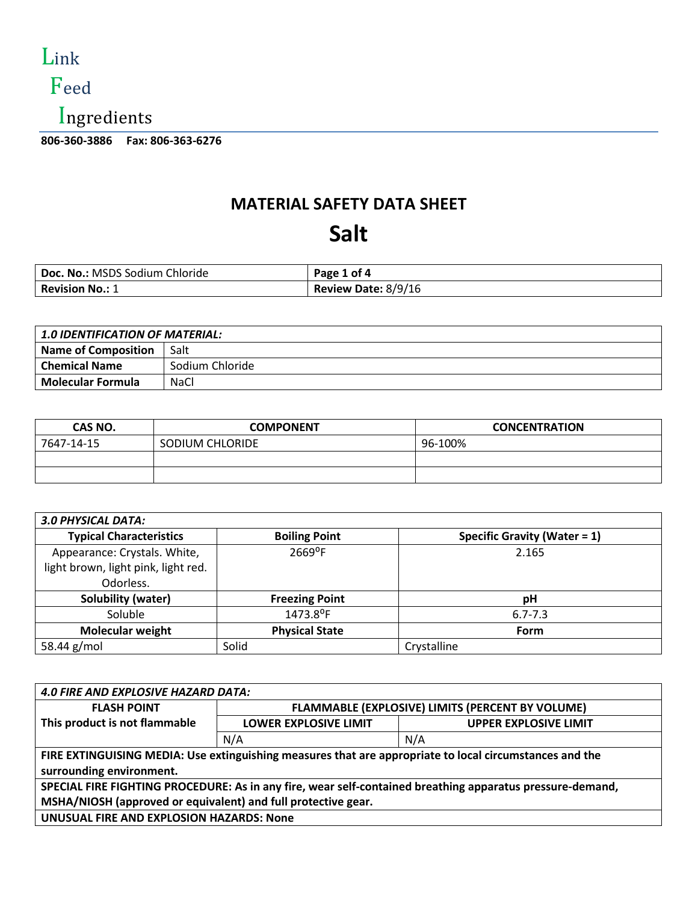Link
Feed
Ingredients

**806-360-3886 Fax: 806-363-6276**

# MATERIAL SAFETY DATA SHEET

# Salt

| **Doc. No.:** MSDS Sodium Chloride | **Page 1 of 4** |
|---|---|
| **Revision No.:** 1 | **Review Date:** 8/9/16 |

| ***1.0 IDENTIFICATION OF MATERIAL:*** | |
|---|---|
| **Name of Composition** | Salt |
| **Chemical Name** | Sodium Chloride |
| **Molecular Formula** | NaCl |

| CAS NO. | COMPONENT | CONCENTRATION |
|---|---|---|
| 7647-14-15 | SODIUM CHLORIDE | 96-100% |
| | | |
| | | |

| ***3.0 PHYSICAL DATA:*** | | |
|---|---|---|
| **Typical Characteristics** | **Boiling Point** | **Specific Gravity (Water = 1)** |
| Appearance: Crystals. White, light brown, light pink, light red. Odorless. | 2669ºF | 2.165 |
| **Solubility (water)** | **Freezing Point** | **pH** |
| Soluble | 1473.8ºF | 6.7-7.3 |
| **Molecular weight** | **Physical State** | **Form** |
| 58.44 g/mol | Solid | Crystalline |

| ***4.0 FIRE AND EXPLOSIVE HAZARD DATA:*** | | |
|---|---|---|
| **FLASH POINT** | **FLAMMABLE (EXPLOSIVE) LIMITS (PERCENT BY VOLUME)** | |
| **This product is not flammable** | **LOWER EXPLOSIVE LIMIT** | **UPPER EXPLOSIVE LIMIT** |
| | N/A | N/A |
| **FIRE EXTINGUISING MEDIA: Use extinguishing measures that are appropriate to local circumstances and the surrounding environment.** | | |
| **SPECIAL FIRE FIGHTING PROCEDURE: As in any fire, wear self-contained breathing apparatus pressure-demand, MSHA/NIOSH (approved or equivalent) and full protective gear.** | | |
| **UNUSUAL FIRE AND EXPLOSION HAZARDS: None** | | |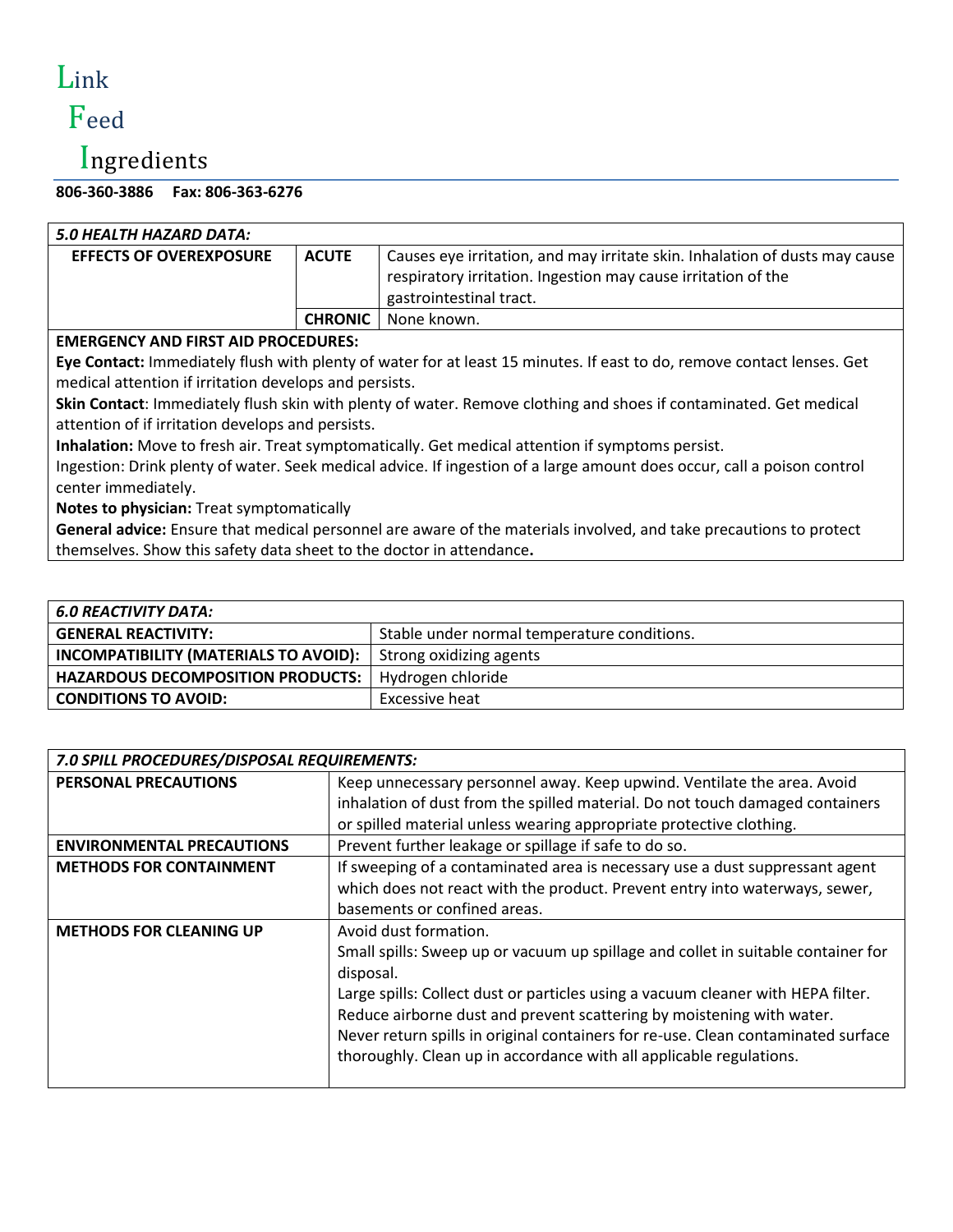Link

Feed

Ingredients

**806-360-3886 Fax: 806-363-6276**

| *5.0 HEALTH HAZARD DATA:* | | |
|---|---|---|
| **EFFECTS OF OVEREXPOSURE** | **ACUTE** | Causes eye irritation, and may irritate skin. Inhalation of dusts may cause respiratory irritation. Ingestion may cause irritation of the gastrointestinal tract. |
| | **CHRONIC** | None known. |

**EMERGENCY AND FIRST AID PROCEDURES:**

**Eye Contact:** Immediately flush with plenty of water for at least 15 minutes. If east to do, remove contact lenses. Get medical attention if irritation develops and persists.

**Skin Contact**: Immediately flush skin with plenty of water. Remove clothing and shoes if contaminated. Get medical attention of if irritation develops and persists.

**Inhalation:** Move to fresh air. Treat symptomatically. Get medical attention if symptoms persist.

Ingestion: Drink plenty of water. Seek medical advice. If ingestion of a large amount does occur, call a poison control center immediately.

**Notes to physician:** Treat symptomatically

**General advice:** Ensure that medical personnel are aware of the materials involved, and take precautions to protect themselves. Show this safety data sheet to the doctor in attendance**.**

| *6.0 REACTIVITY DATA:* | |
|---|---|
| **GENERAL REACTIVITY:** | Stable under normal temperature conditions. |
| **INCOMPATIBILITY (MATERIALS TO AVOID):** | Strong oxidizing agents |
| **HAZARDOUS DECOMPOSITION PRODUCTS:** | Hydrogen chloride |
| **CONDITIONS TO AVOID:** | Excessive heat |

| *7.0 SPILL PROCEDURES/DISPOSAL REQUIREMENTS:* | |
|---|---|
| **PERSONAL PRECAUTIONS** | Keep unnecessary personnel away. Keep upwind. Ventilate the area. Avoid inhalation of dust from the spilled material. Do not touch damaged containers or spilled material unless wearing appropriate protective clothing. |
| **ENVIRONMENTAL PRECAUTIONS** | Prevent further leakage or spillage if safe to do so. |
| **METHODS FOR CONTAINMENT** | If sweeping of a contaminated area is necessary use a dust suppressant agent which does not react with the product. Prevent entry into waterways, sewer, basements or confined areas. |
| **METHODS FOR CLEANING UP** | Avoid dust formation.<br>Small spills: Sweep up or vacuum up spillage and collet in suitable container for disposal.<br>Large spills: Collect dust or particles using a vacuum cleaner with HEPA filter. Reduce airborne dust and prevent scattering by moistening with water.<br>Never return spills in original containers for re-use. Clean contaminated surface thoroughly. Clean up in accordance with all applicable regulations. |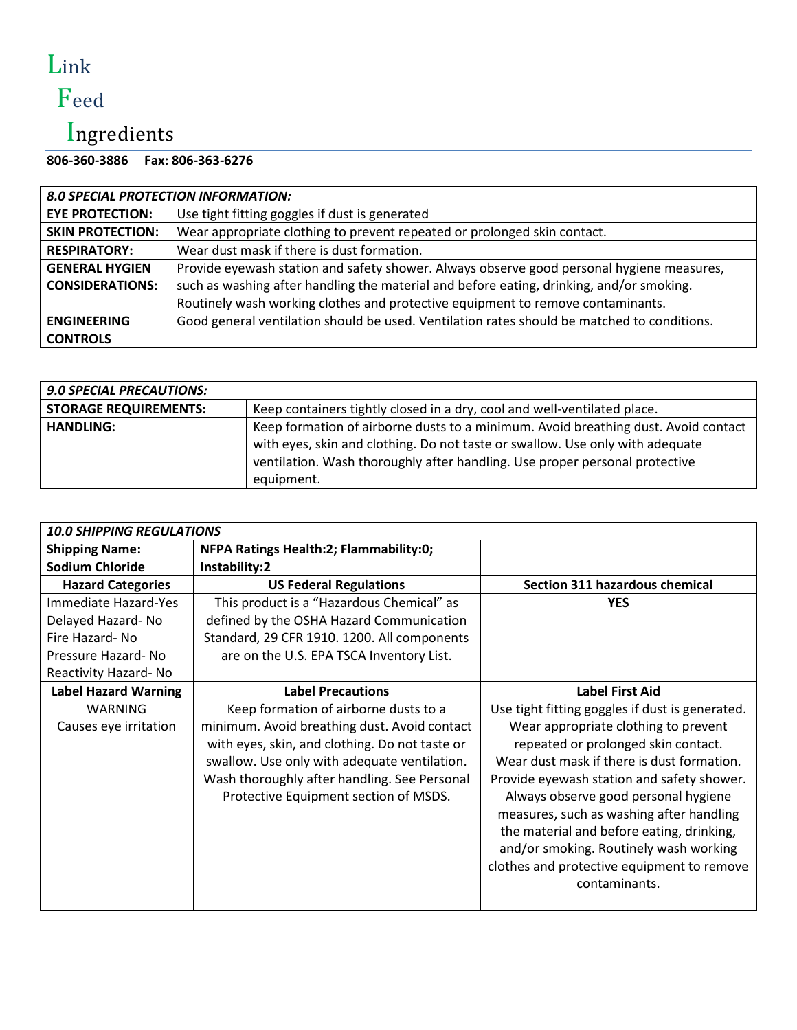Link
Feed
Ingredients

**806-360-3886 Fax: 806-363-6276**

| *8.0 SPECIAL PROTECTION INFORMATION:* | |
|---|---|
| **EYE PROTECTION:** | Use tight fitting goggles if dust is generated |
| **SKIN PROTECTION:** | Wear appropriate clothing to prevent repeated or prolonged skin contact. |
| **RESPIRATORY:** | Wear dust mask if there is dust formation. |
| **GENERAL HYGIEN CONSIDERATIONS:** | Provide eyewash station and safety shower. Always observe good personal hygiene measures, such as washing after handling the material and before eating, drinking, and/or smoking. Routinely wash working clothes and protective equipment to remove contaminants. |
| **ENGINEERING CONTROLS** | Good general ventilation should be used. Ventilation rates should be matched to conditions. |

| *9.0 SPECIAL PRECAUTIONS:* | |
|---|---|
| **STORAGE REQUIREMENTS:** | Keep containers tightly closed in a dry, cool and well-ventilated place. |
| **HANDLING:** | Keep formation of airborne dusts to a minimum. Avoid breathing dust. Avoid contact with eyes, skin and clothing. Do not taste or swallow. Use only with adequate ventilation. Wash thoroughly after handling. Use proper personal protective equipment. |

| *10.0 SHIPPING REGULATIONS* | | |
|---|---|---|
| **Shipping Name: Sodium Chloride** | **NFPA Ratings Health:2; Flammability:0; Instability:2** | |
| **Hazard Categories** | **US Federal Regulations** | **Section 311 hazardous chemical** |
| Immediate Hazard-Yes<br>Delayed Hazard- No<br>Fire Hazard- No<br>Pressure Hazard- No<br>Reactivity Hazard- No | This product is a "Hazardous Chemical" as defined by the OSHA Hazard Communication Standard, 29 CFR 1910. 1200. All components are on the U.S. EPA TSCA Inventory List. | **YES** |
| **Label Hazard Warning** | **Label Precautions** | **Label First Aid** |
| WARNING<br>Causes eye irritation | Keep formation of airborne dusts to a minimum. Avoid breathing dust. Avoid contact with eyes, skin, and clothing. Do not taste or swallow. Use only with adequate ventilation. Wash thoroughly after handling. See Personal Protective Equipment section of MSDS. | Use tight fitting goggles if dust is generated. Wear appropriate clothing to prevent repeated or prolonged skin contact. Wear dust mask if there is dust formation. Provide eyewash station and safety shower. Always observe good personal hygiene measures, such as washing after handling the material and before eating, drinking, and/or smoking. Routinely wash working clothes and protective equipment to remove contaminants. |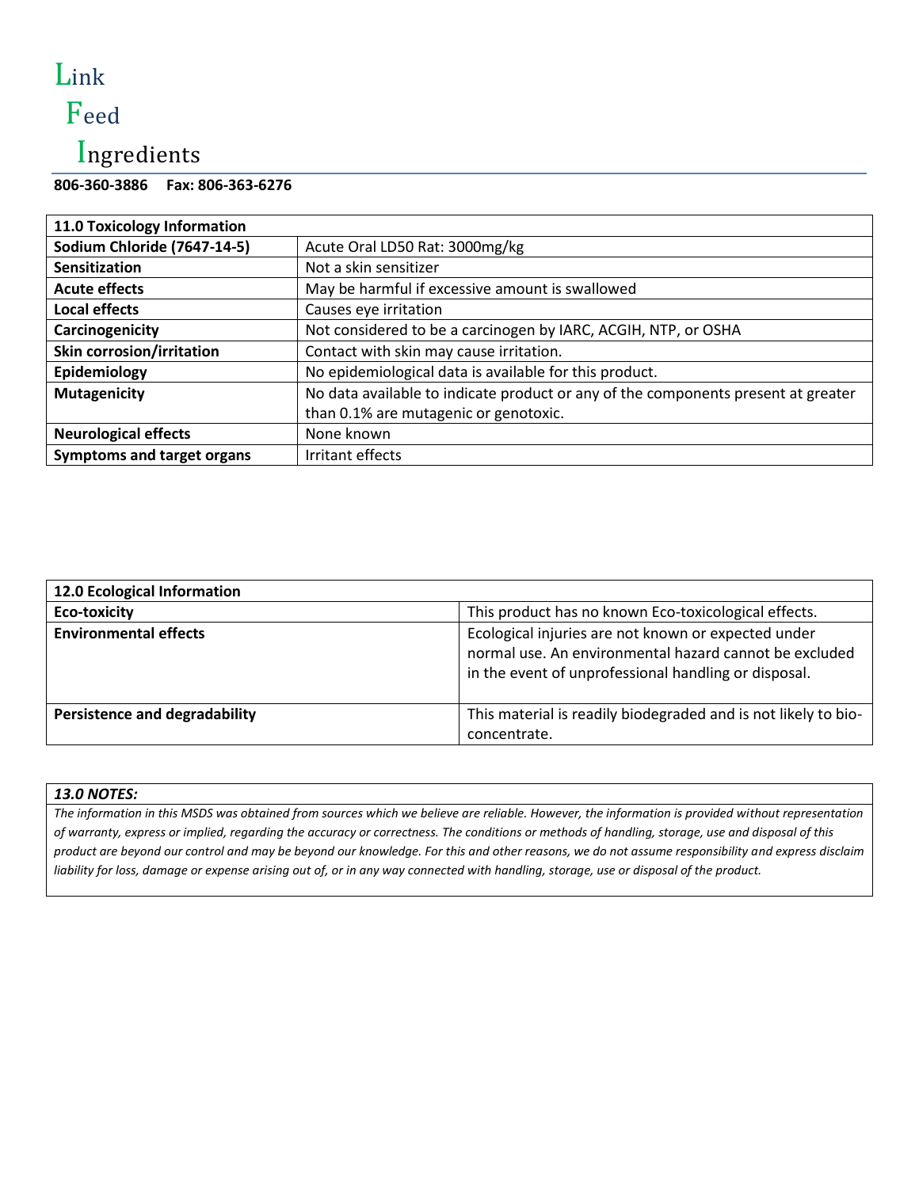| 11.0 Toxicology Information | |
| --- | --- |
| **Sodium Chloride (7647-14-5)** | Acute Oral LD50 Rat: 3000mg/kg |
| **Sensitization** | Not a skin sensitizer |
| **Acute effects** | May be harmful if excessive amount is swallowed |
| **Local effects** | Causes eye irritation |
| **Carcinogenicity** | Not considered to be a carcinogen by IARC, ACGIH, NTP, or OSHA |
| **Skin corrosion/irritation** | Contact with skin may cause irritation. |
| **Epidemiology** | No epidemiological data is available for this product. |
| **Mutagenicity** | No data available to indicate product or any of the components present at greater than 0.1% are mutagenic or genotoxic. |
| **Neurological effects** | None known |
| **Symptoms and target organs** | Irritant effects |

| 12.0 Ecological Information | |
| --- | --- |
| **Eco-toxicity** | This product has no known Eco-toxicological effects. |
| **Environmental effects** | Ecological injuries are not known or expected under normal use. An environmental hazard cannot be excluded in the event of unprofessional handling or disposal. |
| **Persistence and degradability** | This material is readily biodegraded and is not likely to bio-concentrate. |

***13.0 NOTES:***

*The information in this MSDS was obtained from sources which we believe are reliable. However, the information is provided without representation of warranty, express or implied, regarding the accuracy or correctness. The conditions or methods of handling, storage, use and disposal of this product are beyond our control and may be beyond our knowledge. For this and other reasons, we do not assume responsibility and express disclaim liability for loss, damage or expense arising out of, or in any way connected with handling, storage, use or disposal of the product.*